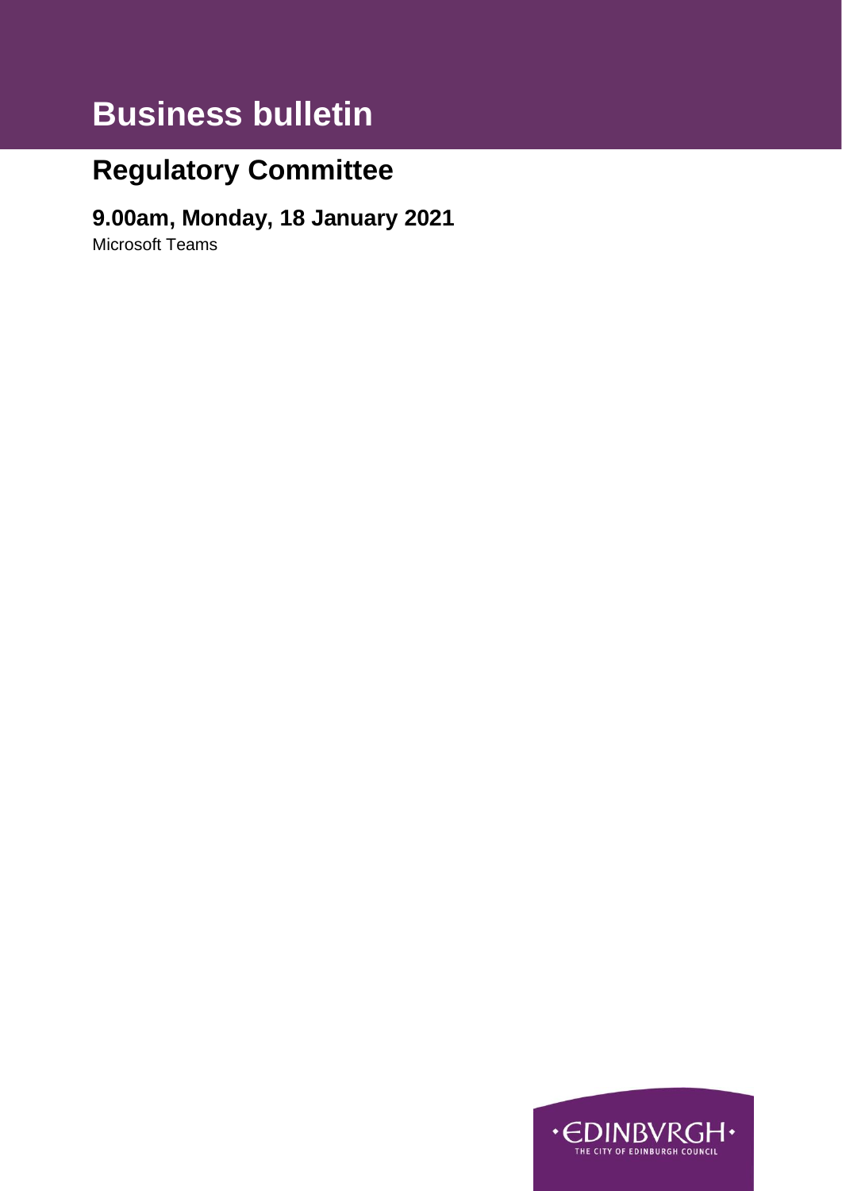# Business bulletin

## Regulatory Committee

### 9.00am, Monday, 18 January 2021

Microsoft Teams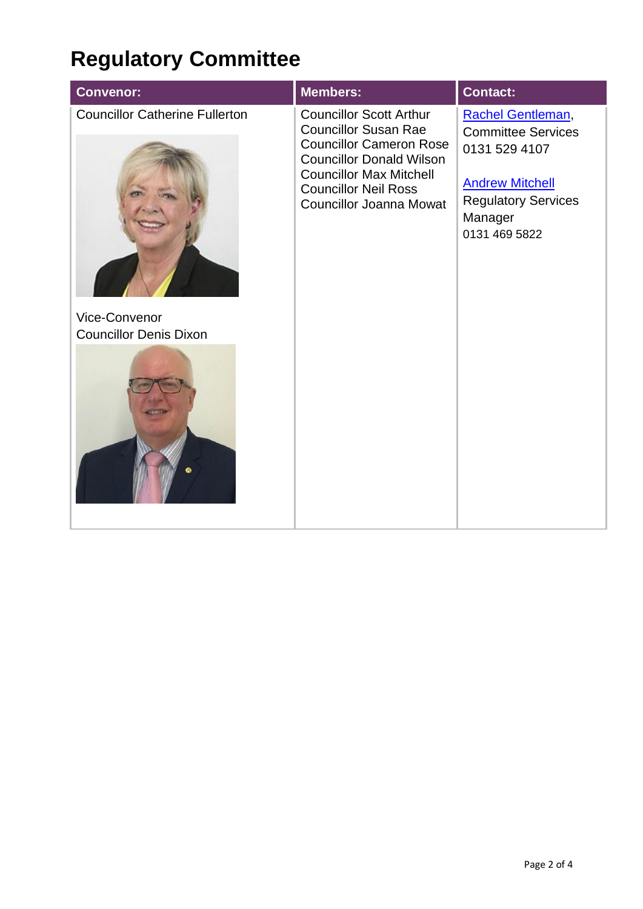# Regulatory Committee

| Convenor: | Members: | Contact: |
|---|---|---|
| Councillor Catherine Fullerton<br><br>Vice-Convenor<br>Councillor Denis Dixon | Councillor Scott Arthur<br>Councillor Susan Rae<br>Councillor Cameron Rose<br>Councillor Donald Wilson<br>Councillor Max Mitchell<br>Councillor Neil Ross<br>Councillor Joanna Mowat | Rachel Gentleman,<br>Committee Services<br>0131 529 4107<br><br>Andrew Mitchell<br>Regulatory Services Manager<br>0131 469 5822 |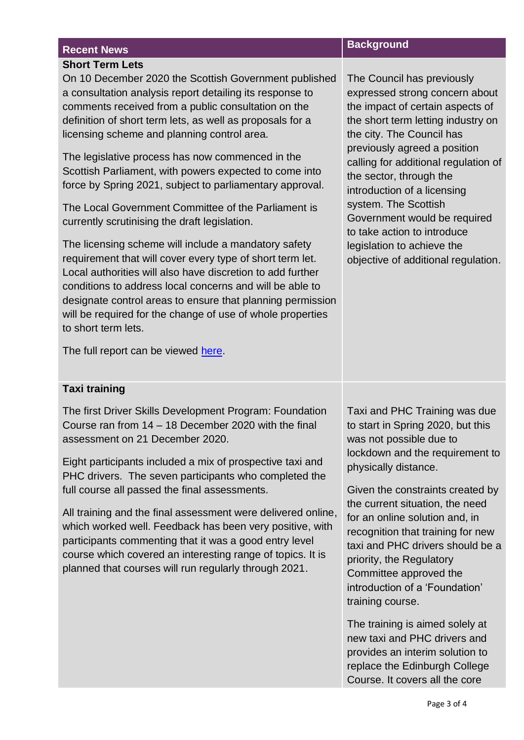| Recent News | Background |
|---|---|
| **Short Term Lets**<br><br>On 10 December 2020 the Scottish Government published a consultation analysis report detailing its response to comments received from a public consultation on the definition of short term lets, as well as proposals for a licensing scheme and planning control area.<br><br>The legislative process has now commenced in the Scottish Parliament, with powers expected to come into force by Spring 2021, subject to parliamentary approval.<br><br>The Local Government Committee of the Parliament is currently scrutinising the draft legislation.<br><br>The licensing scheme will include a mandatory safety requirement that will cover every type of short term let. Local authorities will also have discretion to add further conditions to address local concerns and will be able to designate control areas to ensure that planning permission will be required for the change of use of whole properties to short term lets.<br><br>The full report can be viewed [here](). | The Council has previously expressed strong concern about the impact of certain aspects of the short term letting industry on the city. The Council has previously agreed a position calling for additional regulation of the sector, through the introduction of a licensing system. The Scottish Government would be required to take action to introduce legislation to achieve the objective of additional regulation. |
| **Taxi training**<br><br>The first Driver Skills Development Program: Foundation Course ran from 14 – 18 December 2020 with the final assessment on 21 December 2020.<br><br>Eight participants included a mix of prospective taxi and PHC drivers. The seven participants who completed the full course all passed the final assessments.<br><br>All training and the final assessment were delivered online, which worked well. Feedback has been very positive, with participants commenting that it was a good entry level course which covered an interesting range of topics. It is planned that courses will run regularly through 2021. | Taxi and PHC Training was due to start in Spring 2020, but this was not possible due to lockdown and the requirement to physically distance.<br><br>Given the constraints created by the current situation, the need for an online solution and, in recognition that training for new taxi and PHC drivers should be a priority, the Regulatory Committee approved the introduction of a 'Foundation' training course.<br><br>The training is aimed solely at new taxi and PHC drivers and provides an interim solution to replace the Edinburgh College Course. It covers all the core |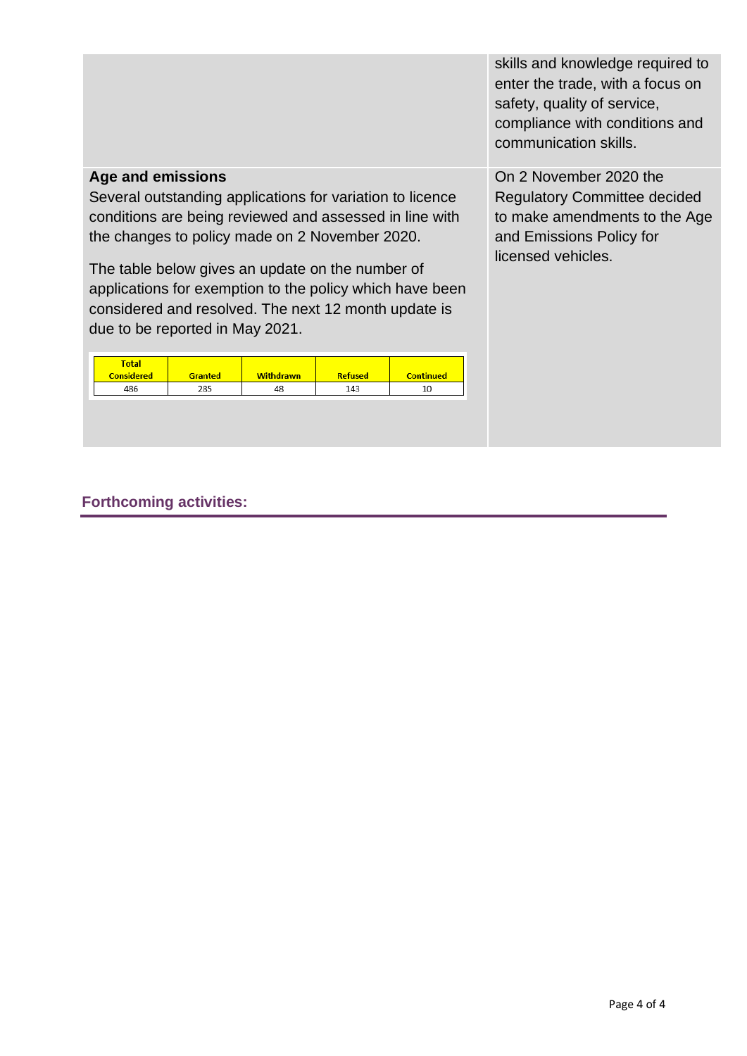skills and knowledge required to enter the trade, with a focus on safety, quality of service, compliance with conditions and communication skills.

**Age and emissions**

Several outstanding applications for variation to licence conditions are being reviewed and assessed in line with the changes to policy made on 2 November 2020.

The table below gives an update on the number of applications for exemption to the policy which have been considered and resolved. The next 12 month update is due to be reported in May 2021.

| Total Considered | Granted | Withdrawn | Refused | Continued |
|---|---|---|---|---|
| 486 | 285 | 48 | 143 | 10 |

On 2 November 2020 the Regulatory Committee decided to make amendments to the Age and Emissions Policy for licensed vehicles.

## Forthcoming activities: